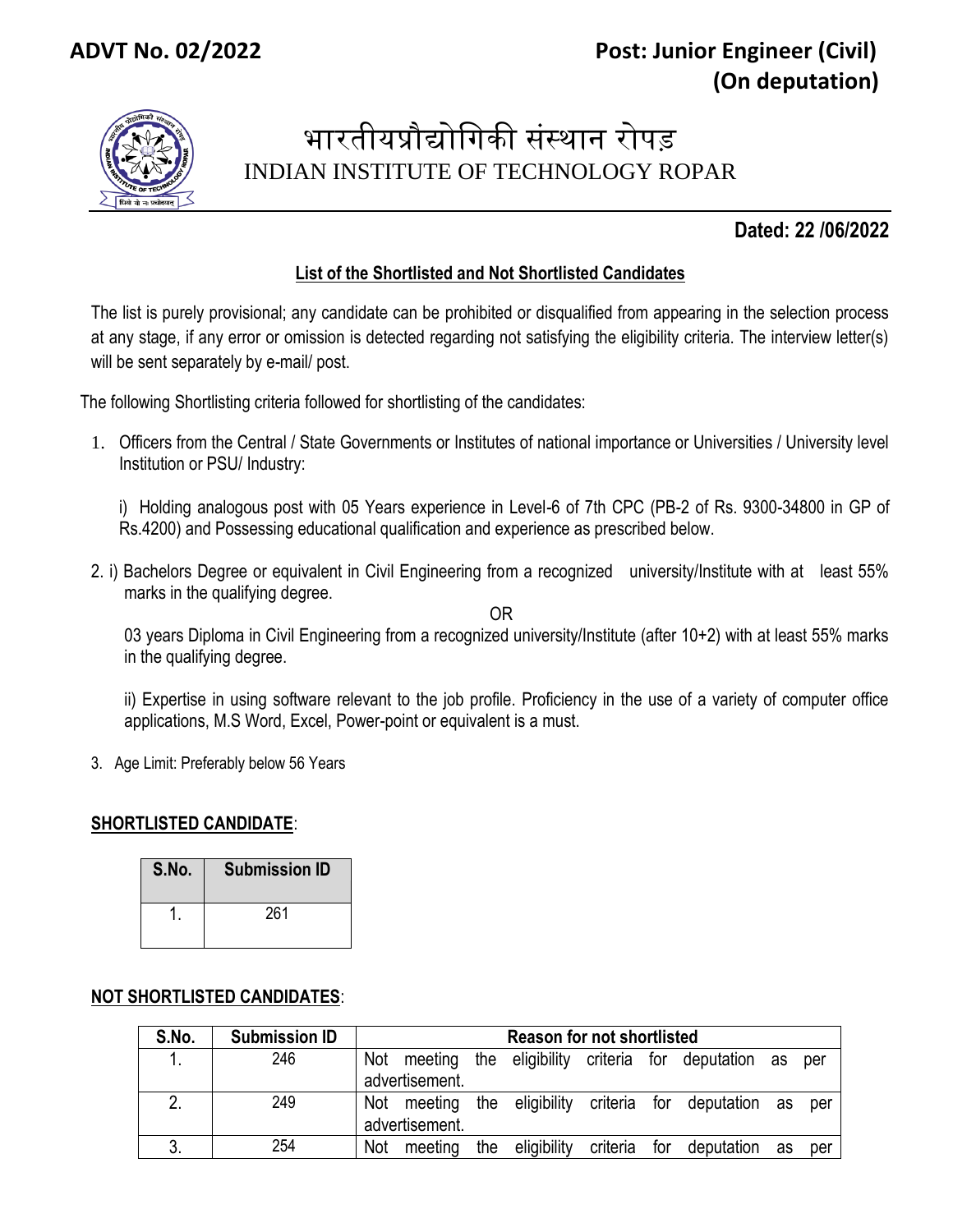**ADVT No. 02/2022** **Post: Junior Engineer (Civil) (On deputation)**

# भारतीयप्रौद्योगिकी संस्थान रोपड़
# INDIAN INSTITUTE OF TECHNOLOGY ROPAR

**Dated: 22 /06/2022**

## List of the Shortlisted and Not Shortlisted Candidates

The list is purely provisional; any candidate can be prohibited or disqualified from appearing in the selection process at any stage, if any error or omission is detected regarding not satisfying the eligibility criteria. The interview letter(s) will be sent separately by e-mail/ post.

The following Shortlisting criteria followed for shortlisting of the candidates:

1. Officers from the Central / State Governments or Institutes of national importance or Universities / University level Institution or PSU/ Industry:

   i) Holding analogous post with 05 Years experience in Level-6 of 7th CPC (PB-2 of Rs. 9300-34800 in GP of Rs.4200) and Possessing educational qualification and experience as prescribed below.

2. i) Bachelors Degree or equivalent in Civil Engineering from a recognized university/Institute with at least 55% marks in the qualifying degree.

   OR

   03 years Diploma in Civil Engineering from a recognized university/Institute (after 10+2) with at least 55% marks in the qualifying degree.

   ii) Expertise in using software relevant to the job profile. Proficiency in the use of a variety of computer office applications, M.S Word, Excel, Power-point or equivalent is a must.

3. Age Limit: Preferably below 56 Years

**SHORTLISTED CANDIDATE**:

| S.No. | Submission ID |
|---|---|
| 1. | 261 |

**NOT SHORTLISTED CANDIDATES**:

| S.No. | Submission ID | Reason for not shortlisted |
|---|---|---|
| 1. | 246 | Not meeting the eligibility criteria for deputation as per advertisement. |
| 2. | 249 | Not meeting the eligibility criteria for deputation as per advertisement. |
| 3. | 254 | Not meeting the eligibility criteria for deputation as per |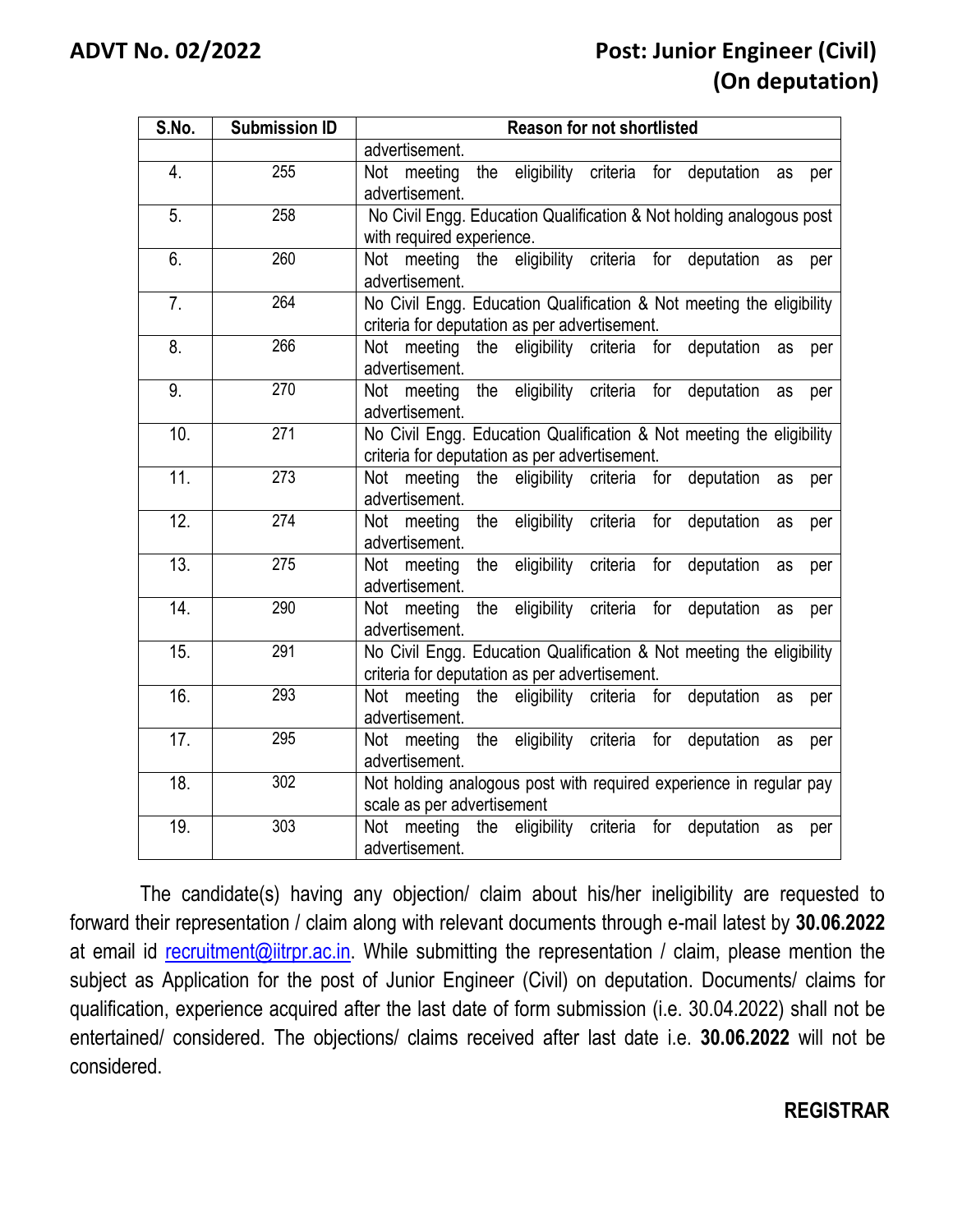ADVT No. 02/2022 **Post: Junior Engineer (Civil) (On deputation)**

| S.No. | Submission ID | Reason for not shortlisted |
|---|---|---|
| | | advertisement. |
| 4. | 255 | Not meeting the eligibility criteria for deputation as per advertisement. |
| 5. | 258 | No Civil Engg. Education Qualification & Not holding analogous post with required experience. |
| 6. | 260 | Not meeting the eligibility criteria for deputation as per advertisement. |
| 7. | 264 | No Civil Engg. Education Qualification & Not meeting the eligibility criteria for deputation as per advertisement. |
| 8. | 266 | Not meeting the eligibility criteria for deputation as per advertisement. |
| 9. | 270 | Not meeting the eligibility criteria for deputation as per advertisement. |
| 10. | 271 | No Civil Engg. Education Qualification & Not meeting the eligibility criteria for deputation as per advertisement. |
| 11. | 273 | Not meeting the eligibility criteria for deputation as per advertisement. |
| 12. | 274 | Not meeting the eligibility criteria for deputation as per advertisement. |
| 13. | 275 | Not meeting the eligibility criteria for deputation as per advertisement. |
| 14. | 290 | Not meeting the eligibility criteria for deputation as per advertisement. |
| 15. | 291 | No Civil Engg. Education Qualification & Not meeting the eligibility criteria for deputation as per advertisement. |
| 16. | 293 | Not meeting the eligibility criteria for deputation as per advertisement. |
| 17. | 295 | Not meeting the eligibility criteria for deputation as per advertisement. |
| 18. | 302 | Not holding analogous post with required experience in regular pay scale as per advertisement |
| 19. | 303 | Not meeting the eligibility criteria for deputation as per advertisement. |

The candidate(s) having any objection/ claim about his/her ineligibility are requested to forward their representation / claim along with relevant documents through e-mail latest by **30.06.2022** at email id recruitment@iitrpr.ac.in. While submitting the representation / claim, please mention the subject as Application for the post of Junior Engineer (Civil) on deputation. Documents/ claims for qualification, experience acquired after the last date of form submission (i.e. 30.04.2022) shall not be entertained/ considered. The objections/ claims received after last date i.e. **30.06.2022** will not be considered.

**REGISTRAR**